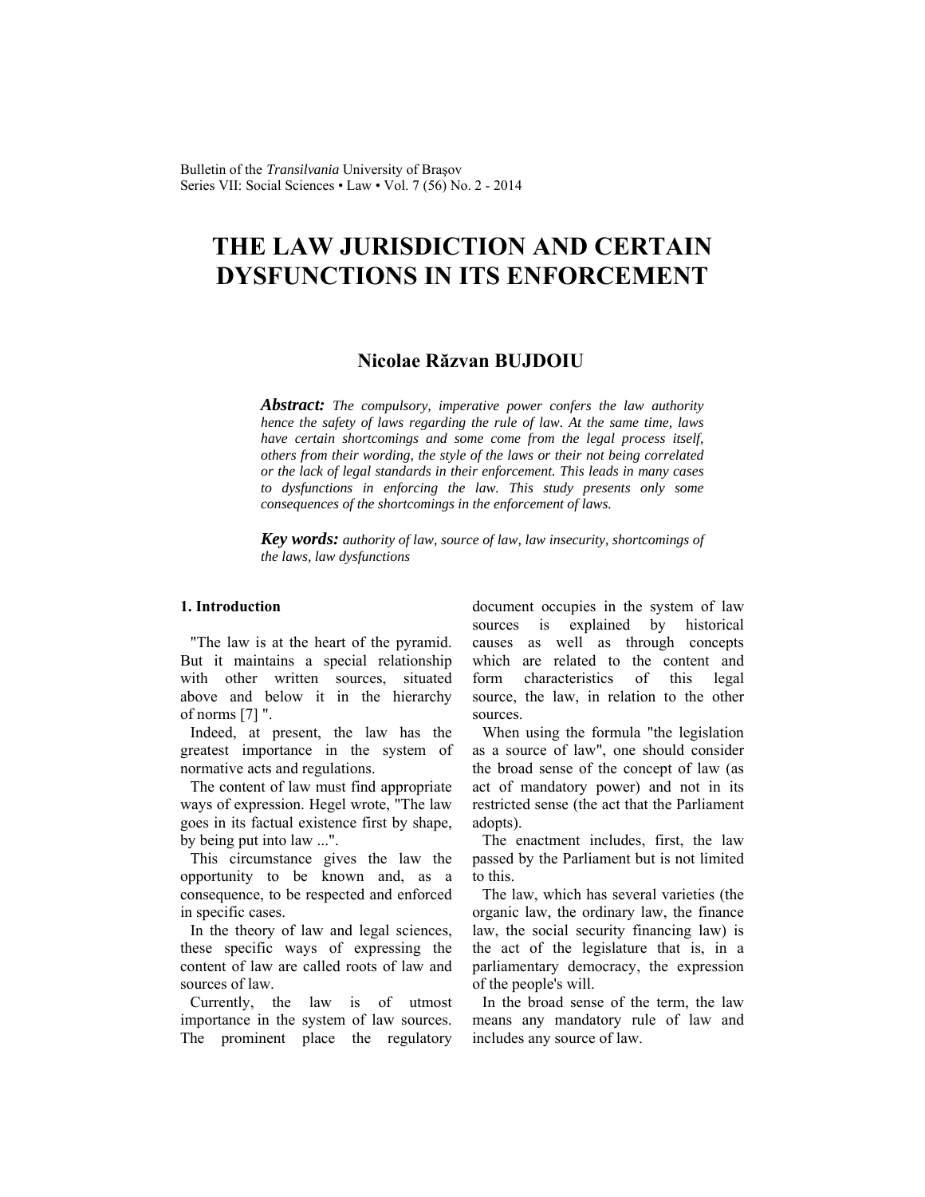# THE LAW JURISDICTION AND CERTAIN DYSFUNCTIONS IN ITS ENFORCEMENT

## Nicolae Răzvan BUJDOIU

***Abstract:*** *The compulsory, imperative power confers the law authority hence the safety of laws regarding the rule of law. At the same time, laws have certain shortcomings and some come from the legal process itself, others from their wording, the style of the laws or their not being correlated or the lack of legal standards in their enforcement. This leads in many cases to dysfunctions in enforcing the law. This study presents only some consequences of the shortcomings in the enforcement of laws.*

***Key words:*** *authority of law, source of law, law insecurity, shortcomings of the laws, law dysfunctions*

### 1. Introduction

"The law is at the heart of the pyramid. But it maintains a special relationship with other written sources, situated above and below it in the hierarchy of norms [7] ".

Indeed, at present, the law has the greatest importance in the system of normative acts and regulations.

The content of law must find appropriate ways of expression. Hegel wrote, "The law goes in its factual existence first by shape, by being put into law ...".

This circumstance gives the law the opportunity to be known and, as a consequence, to be respected and enforced in specific cases.

In the theory of law and legal sciences, these specific ways of expressing the content of law are called roots of law and sources of law.

Currently, the law is of utmost importance in the system of law sources. The prominent place the regulatory document occupies in the system of law sources is explained by historical causes as well as through concepts which are related to the content and form characteristics of this legal source, the law, in relation to the other sources.

When using the formula "the legislation as a source of law", one should consider the broad sense of the concept of law (as act of mandatory power) and not in its restricted sense (the act that the Parliament adopts).

The enactment includes, first, the law passed by the Parliament but is not limited to this.

The law, which has several varieties (the organic law, the ordinary law, the finance law, the social security financing law) is the act of the legislature that is, in a parliamentary democracy, the expression of the people's will.

In the broad sense of the term, the law means any mandatory rule of law and includes any source of law.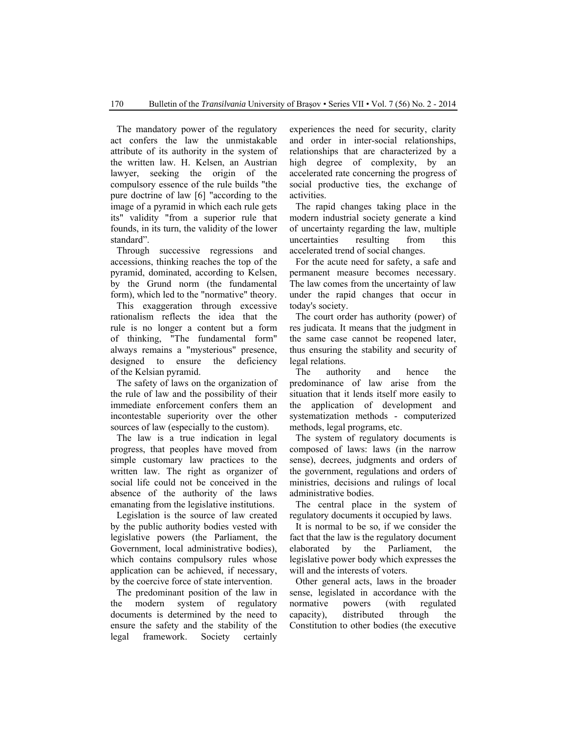The mandatory power of the regulatory act confers the law the unmistakable attribute of its authority in the system of the written law. H. Kelsen, an Austrian lawyer, seeking the origin of the compulsory essence of the rule builds "the pure doctrine of law [6] "according to the image of a pyramid in which each rule gets its" validity "from a superior rule that founds, in its turn, the validity of the lower standard".

Through successive regressions and accessions, thinking reaches the top of the pyramid, dominated, according to Kelsen, by the Grund norm (the fundamental form), which led to the "normative" theory.

This exaggeration through excessive rationalism reflects the idea that the rule is no longer a content but a form of thinking, "The fundamental form" always remains a "mysterious" presence, designed to ensure the deficiency of the Kelsian pyramid.

The safety of laws on the organization of the rule of law and the possibility of their immediate enforcement confers them an incontestable superiority over the other sources of law (especially to the custom).

The law is a true indication in legal progress, that peoples have moved from simple customary law practices to the written law. The right as organizer of social life could not be conceived in the absence of the authority of the laws emanating from the legislative institutions.

Legislation is the source of law created by the public authority bodies vested with legislative powers (the Parliament, the Government, local administrative bodies), which contains compulsory rules whose application can be achieved, if necessary, by the coercive force of state intervention.

The predominant position of the law in the modern system of regulatory documents is determined by the need to ensure the safety and the stability of the legal framework. Society certainly experiences the need for security, clarity and order in inter-social relationships, relationships that are characterized by a high degree of complexity, by an accelerated rate concerning the progress of social productive ties, the exchange of activities.

The rapid changes taking place in the modern industrial society generate a kind of uncertainty regarding the law, multiple uncertainties resulting from this accelerated trend of social changes.

For the acute need for safety, a safe and permanent measure becomes necessary. The law comes from the uncertainty of law under the rapid changes that occur in today's society.

The court order has authority (power) of res judicata. It means that the judgment in the same case cannot be reopened later, thus ensuring the stability and security of legal relations.

The authority and hence the predominance of law arise from the situation that it lends itself more easily to the application of development and systematization methods - computerized methods, legal programs, etc.

The system of regulatory documents is composed of laws: laws (in the narrow sense), decrees, judgments and orders of the government, regulations and orders of ministries, decisions and rulings of local administrative bodies.

The central place in the system of regulatory documents it occupied by laws.

It is normal to be so, if we consider the fact that the law is the regulatory document elaborated by the Parliament, the legislative power body which expresses the will and the interests of voters.

Other general acts, laws in the broader sense, legislated in accordance with the normative powers (with regulated capacity), distributed through the Constitution to other bodies (the executive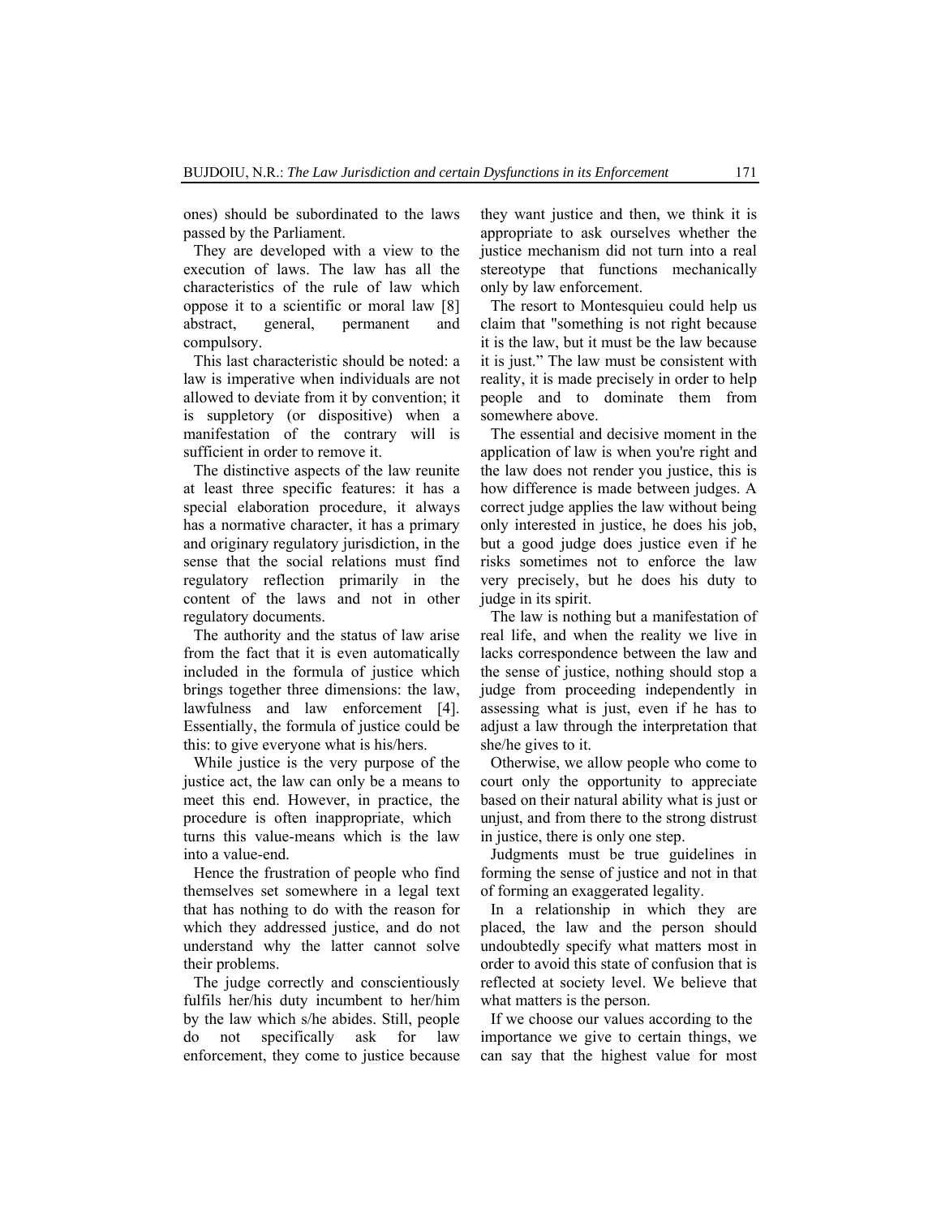ones) should be subordinated to the laws passed by the Parliament.

They are developed with a view to the execution of laws. The law has all the characteristics of the rule of law which oppose it to a scientific or moral law [8] abstract, general, permanent and compulsory.

This last characteristic should be noted: a law is imperative when individuals are not allowed to deviate from it by convention; it is suppletory (or dispositive) when a manifestation of the contrary will is sufficient in order to remove it.

The distinctive aspects of the law reunite at least three specific features: it has a special elaboration procedure, it always has a normative character, it has a primary and originary regulatory jurisdiction, in the sense that the social relations must find regulatory reflection primarily in the content of the laws and not in other regulatory documents.

The authority and the status of law arise from the fact that it is even automatically included in the formula of justice which brings together three dimensions: the law, lawfulness and law enforcement [4]. Essentially, the formula of justice could be this: to give everyone what is his/hers.

While justice is the very purpose of the justice act, the law can only be a means to meet this end. However, in practice, the procedure is often inappropriate, which turns this value-means which is the law into a value-end.

Hence the frustration of people who find themselves set somewhere in a legal text that has nothing to do with the reason for which they addressed justice, and do not understand why the latter cannot solve their problems.

The judge correctly and conscientiously fulfils her/his duty incumbent to her/him by the law which s/he abides. Still, people do not specifically ask for law enforcement, they come to justice because they want justice and then, we think it is appropriate to ask ourselves whether the justice mechanism did not turn into a real stereotype that functions mechanically only by law enforcement.

The resort to Montesquieu could help us claim that "something is not right because it is the law, but it must be the law because it is just." The law must be consistent with reality, it is made precisely in order to help people and to dominate them from somewhere above.

The essential and decisive moment in the application of law is when you're right and the law does not render you justice, this is how difference is made between judges. A correct judge applies the law without being only interested in justice, he does his job, but a good judge does justice even if he risks sometimes not to enforce the law very precisely, but he does his duty to judge in its spirit.

The law is nothing but a manifestation of real life, and when the reality we live in lacks correspondence between the law and the sense of justice, nothing should stop a judge from proceeding independently in assessing what is just, even if he has to adjust a law through the interpretation that she/he gives to it.

Otherwise, we allow people who come to court only the opportunity to appreciate based on their natural ability what is just or unjust, and from there to the strong distrust in justice, there is only one step.

Judgments must be true guidelines in forming the sense of justice and not in that of forming an exaggerated legality.

In a relationship in which they are placed, the law and the person should undoubtedly specify what matters most in order to avoid this state of confusion that is reflected at society level. We believe that what matters is the person.

If we choose our values according to the importance we give to certain things, we can say that the highest value for most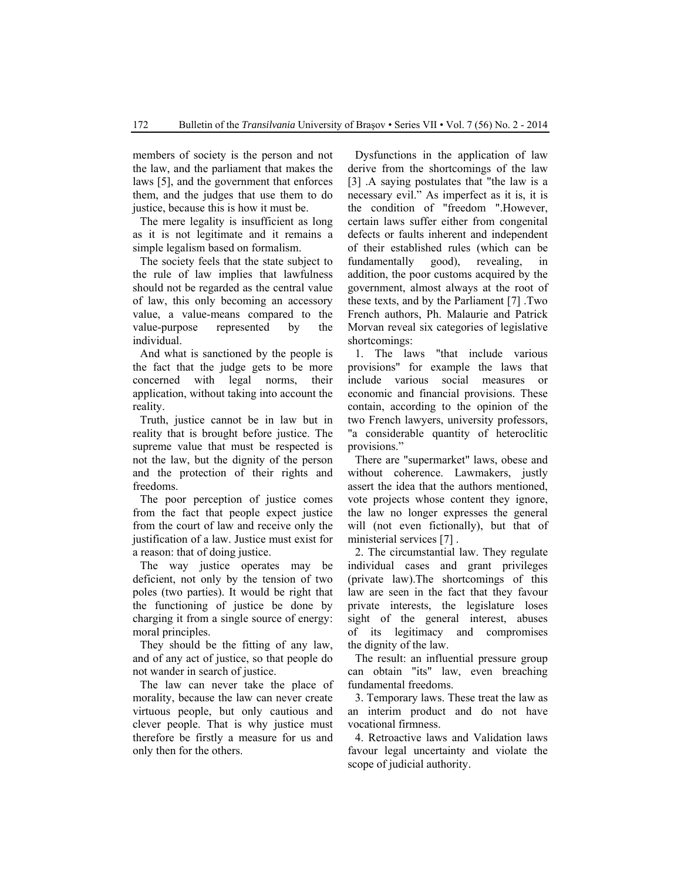members of society is the person and not the law, and the parliament that makes the laws [5], and the government that enforces them, and the judges that use them to do justice, because this is how it must be.

The mere legality is insufficient as long as it is not legitimate and it remains a simple legalism based on formalism.

The society feels that the state subject to the rule of law implies that lawfulness should not be regarded as the central value of law, this only becoming an accessory value, a value-means compared to the value-purpose represented by the individual.

And what is sanctioned by the people is the fact that the judge gets to be more concerned with legal norms, their application, without taking into account the reality.

Truth, justice cannot be in law but in reality that is brought before justice. The supreme value that must be respected is not the law, but the dignity of the person and the protection of their rights and freedoms.

The poor perception of justice comes from the fact that people expect justice from the court of law and receive only the justification of a law. Justice must exist for a reason: that of doing justice.

The way justice operates may be deficient, not only by the tension of two poles (two parties). It would be right that the functioning of justice be done by charging it from a single source of energy: moral principles.

They should be the fitting of any law, and of any act of justice, so that people do not wander in search of justice.

The law can never take the place of morality, because the law can never create virtuous people, but only cautious and clever people. That is why justice must therefore be firstly a measure for us and only then for the others.

Dysfunctions in the application of law derive from the shortcomings of the law [3] .A saying postulates that "the law is a necessary evil." As imperfect as it is, it is the condition of "freedom ".However, certain laws suffer either from congenital defects or faults inherent and independent of their established rules (which can be fundamentally good), revealing, in addition, the poor customs acquired by the government, almost always at the root of these texts, and by the Parliament [7] .Two French authors, Ph. Malaurie and Patrick Morvan reveal six categories of legislative shortcomings:

1. The laws "that include various provisions" for example the laws that include various social measures or economic and financial provisions. These contain, according to the opinion of the two French lawyers, university professors, "a considerable quantity of heteroclitic provisions."

There are "supermarket" laws, obese and without coherence. Lawmakers, justly assert the idea that the authors mentioned, vote projects whose content they ignore, the law no longer expresses the general will (not even fictionally), but that of ministerial services [7] .

2. The circumstantial law. They regulate individual cases and grant privileges (private law).The shortcomings of this law are seen in the fact that they favour private interests, the legislature loses sight of the general interest, abuses of its legitimacy and compromises the dignity of the law.

The result: an influential pressure group can obtain "its" law, even breaching fundamental freedoms.

3. Temporary laws. These treat the law as an interim product and do not have vocational firmness.

4. Retroactive laws and Validation laws favour legal uncertainty and violate the scope of judicial authority.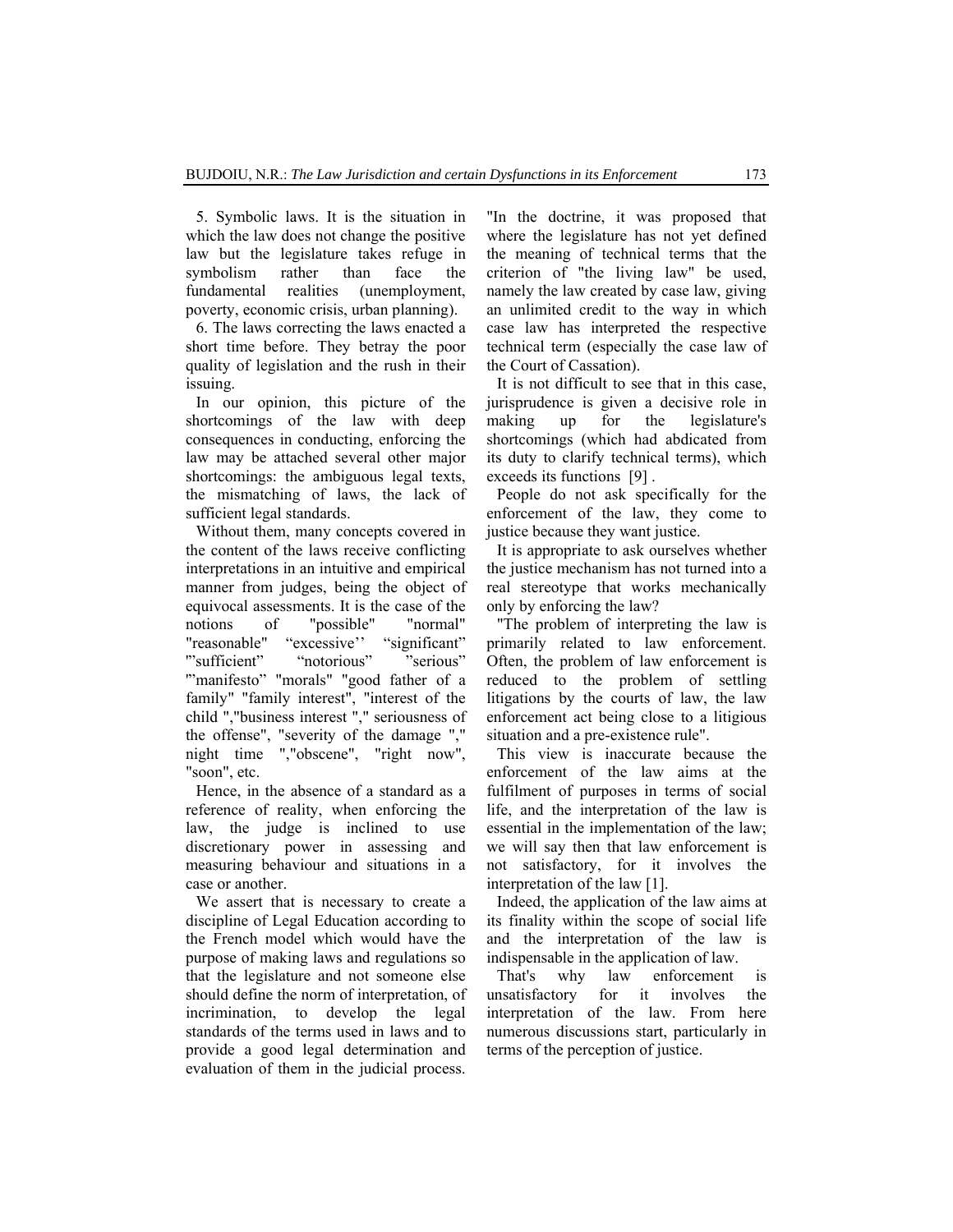5. Symbolic laws. It is the situation in which the law does not change the positive law but the legislature takes refuge in symbolism rather than face the fundamental realities (unemployment, poverty, economic crisis, urban planning).

6. The laws correcting the laws enacted a short time before. They betray the poor quality of legislation and the rush in their issuing.

In our opinion, this picture of the shortcomings of the law with deep consequences in conducting, enforcing the law may be attached several other major shortcomings: the ambiguous legal texts, the mismatching of laws, the lack of sufficient legal standards.

Without them, many concepts covered in the content of the laws receive conflicting interpretations in an intuitive and empirical manner from judges, being the object of equivocal assessments. It is the case of the notions of "possible" "normal" "reasonable" "excessive'' "significant" "'sufficient" "notorious" "serious" "'manifesto" "morals" "good father of a family" "family interest", "interest of the child "," business interest "," seriousness of the offense", "severity of the damage "," night time ","obscene", "right now", "soon", etc.

Hence, in the absence of a standard as a reference of reality, when enforcing the law, the judge is inclined to use discretionary power in assessing and measuring behaviour and situations in a case or another.

We assert that is necessary to create a discipline of Legal Education according to the French model which would have the purpose of making laws and regulations so that the legislature and not someone else should define the norm of interpretation, of incrimination, to develop the legal standards of the terms used in laws and to provide a good legal determination and evaluation of them in the judicial process.

"In the doctrine, it was proposed that where the legislature has not yet defined the meaning of technical terms that the criterion of "the living law" be used, namely the law created by case law, giving an unlimited credit to the way in which case law has interpreted the respective technical term (especially the case law of the Court of Cassation).

It is not difficult to see that in this case, jurisprudence is given a decisive role in making up for the legislature's shortcomings (which had abdicated from its duty to clarify technical terms), which exceeds its functions [9] .

People do not ask specifically for the enforcement of the law, they come to justice because they want justice.

It is appropriate to ask ourselves whether the justice mechanism has not turned into a real stereotype that works mechanically only by enforcing the law?

"The problem of interpreting the law is primarily related to law enforcement. Often, the problem of law enforcement is reduced to the problem of settling litigations by the courts of law, the law enforcement act being close to a litigious situation and a pre-existence rule".

This view is inaccurate because the enforcement of the law aims at the fulfilment of purposes in terms of social life, and the interpretation of the law is essential in the implementation of the law; we will say then that law enforcement is not satisfactory, for it involves the interpretation of the law [1].

Indeed, the application of the law aims at its finality within the scope of social life and the interpretation of the law is indispensable in the application of law.

That's why law enforcement is unsatisfactory for it involves the interpretation of the law. From here numerous discussions start, particularly in terms of the perception of justice.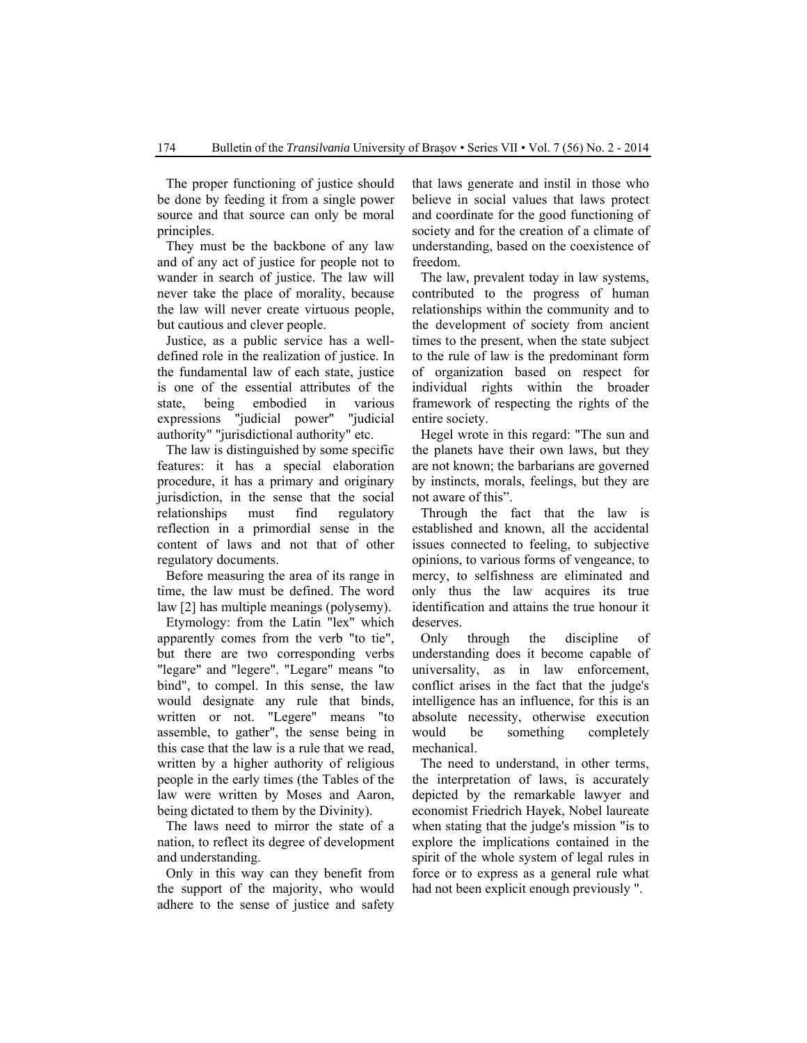The proper functioning of justice should be done by feeding it from a single power source and that source can only be moral principles.

They must be the backbone of any law and of any act of justice for people not to wander in search of justice. The law will never take the place of morality, because the law will never create virtuous people, but cautious and clever people.

Justice, as a public service has a well-defined role in the realization of justice. In the fundamental law of each state, justice is one of the essential attributes of the state, being embodied in various expressions "judicial power" "judicial authority" "jurisdictional authority" etc.

The law is distinguished by some specific features: it has a special elaboration procedure, it has a primary and originary jurisdiction, in the sense that the social relationships must find regulatory reflection in a primordial sense in the content of laws and not that of other regulatory documents.

Before measuring the area of its range in time, the law must be defined. The word law [2] has multiple meanings (polysemy).

Etymology: from the Latin "lex" which apparently comes from the verb "to tie", but there are two corresponding verbs "legare" and "legere". "Legare" means "to bind", to compel. In this sense, the law would designate any rule that binds, written or not. "Legere" means "to assemble, to gather", the sense being in this case that the law is a rule that we read, written by a higher authority of religious people in the early times (the Tables of the law were written by Moses and Aaron, being dictated to them by the Divinity).

The laws need to mirror the state of a nation, to reflect its degree of development and understanding.

Only in this way can they benefit from the support of the majority, who would adhere to the sense of justice and safety that laws generate and instil in those who believe in social values that laws protect and coordinate for the good functioning of society and for the creation of a climate of understanding, based on the coexistence of freedom.

The law, prevalent today in law systems, contributed to the progress of human relationships within the community and to the development of society from ancient times to the present, when the state subject to the rule of law is the predominant form of organization based on respect for individual rights within the broader framework of respecting the rights of the entire society.

Hegel wrote in this regard: "The sun and the planets have their own laws, but they are not known; the barbarians are governed by instincts, morals, feelings, but they are not aware of this".

Through the fact that the law is established and known, all the accidental issues connected to feeling, to subjective opinions, to various forms of vengeance, to mercy, to selfishness are eliminated and only thus the law acquires its true identification and attains the true honour it deserves.

Only through the discipline of understanding does it become capable of universality, as in law enforcement, conflict arises in the fact that the judge's intelligence has an influence, for this is an absolute necessity, otherwise execution would be something completely mechanical.

The need to understand, in other terms, the interpretation of laws, is accurately depicted by the remarkable lawyer and economist Friedrich Hayek, Nobel laureate when stating that the judge's mission "is to explore the implications contained in the spirit of the whole system of legal rules in force or to express as a general rule what had not been explicit enough previously ".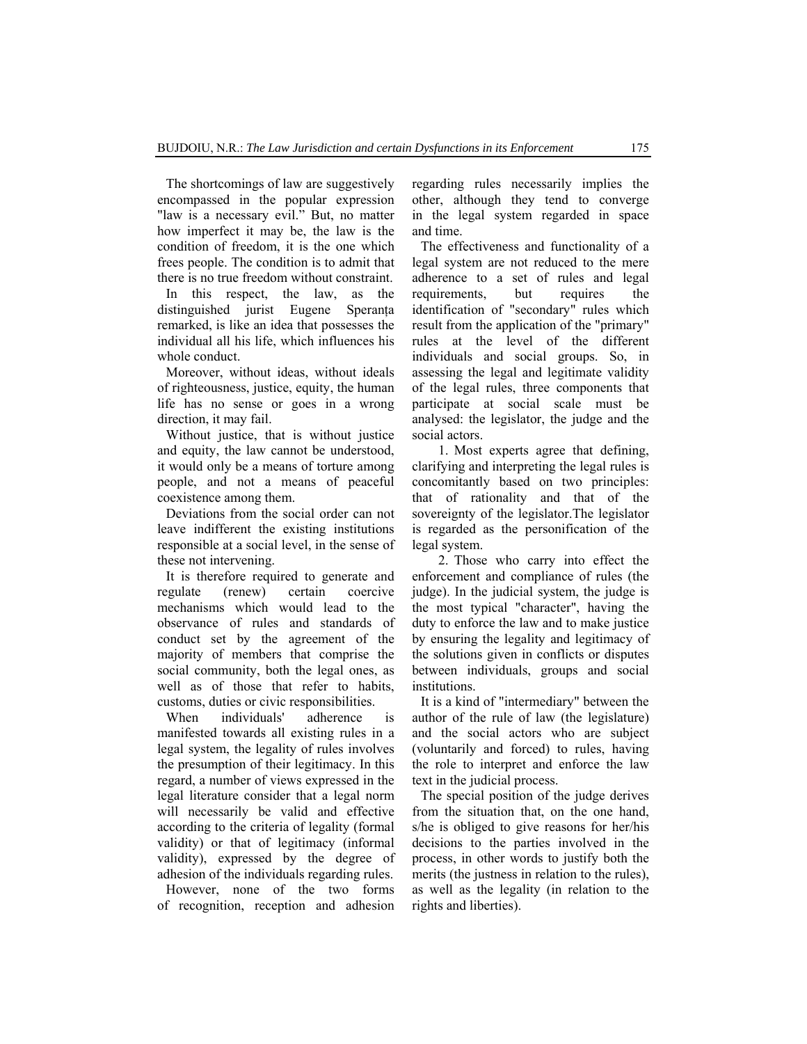The shortcomings of law are suggestively encompassed in the popular expression "law is a necessary evil." But, no matter how imperfect it may be, the law is the condition of freedom, it is the one which frees people. The condition is to admit that there is no true freedom without constraint.

In this respect, the law, as the distinguished jurist Eugene Speranța remarked, is like an idea that possesses the individual all his life, which influences his whole conduct.

Moreover, without ideas, without ideals of righteousness, justice, equity, the human life has no sense or goes in a wrong direction, it may fail.

Without justice, that is without justice and equity, the law cannot be understood, it would only be a means of torture among people, and not a means of peaceful coexistence among them.

Deviations from the social order can not leave indifferent the existing institutions responsible at a social level, in the sense of these not intervening.

It is therefore required to generate and regulate (renew) certain coercive mechanisms which would lead to the observance of rules and standards of conduct set by the agreement of the majority of members that comprise the social community, both the legal ones, as well as of those that refer to habits, customs, duties or civic responsibilities.

When individuals' adherence is manifested towards all existing rules in a legal system, the legality of rules involves the presumption of their legitimacy. In this regard, a number of views expressed in the legal literature consider that a legal norm will necessarily be valid and effective according to the criteria of legality (formal validity) or that of legitimacy (informal validity), expressed by the degree of adhesion of the individuals regarding rules.

However, none of the two forms of recognition, reception and adhesion regarding rules necessarily implies the other, although they tend to converge in the legal system regarded in space and time.

The effectiveness and functionality of a legal system are not reduced to the mere adherence to a set of rules and legal requirements, but requires the identification of "secondary" rules which result from the application of the "primary" rules at the level of the different individuals and social groups. So, in assessing the legal and legitimate validity of the legal rules, three components that participate at social scale must be analysed: the legislator, the judge and the social actors.

1. Most experts agree that defining, clarifying and interpreting the legal rules is concomitantly based on two principles: that of rationality and that of the sovereignty of the legislator.The legislator is regarded as the personification of the legal system.

2. Those who carry into effect the enforcement and compliance of rules (the judge). In the judicial system, the judge is the most typical "character", having the duty to enforce the law and to make justice by ensuring the legality and legitimacy of the solutions given in conflicts or disputes between individuals, groups and social institutions.

It is a kind of "intermediary" between the author of the rule of law (the legislature) and the social actors who are subject (voluntarily and forced) to rules, having the role to interpret and enforce the law text in the judicial process.

The special position of the judge derives from the situation that, on the one hand, s/he is obliged to give reasons for her/his decisions to the parties involved in the process, in other words to justify both the merits (the justness in relation to the rules), as well as the legality (in relation to the rights and liberties).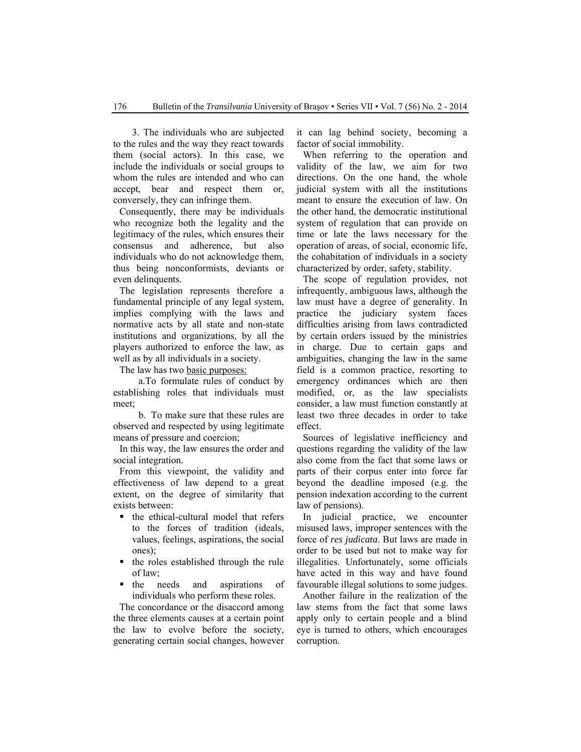3. The individuals who are subjected to the rules and the way they react towards them (social actors). In this case, we include the individuals or social groups to whom the rules are intended and who can accept, bear and respect them or, conversely, they can infringe them.

Consequently, there may be individuals who recognize both the legality and the legitimacy of the rules, which ensures their consensus and adherence, but also individuals who do not acknowledge them, thus being nonconformists, deviants or even delinquents.

The legislation represents therefore a fundamental principle of any legal system, implies complying with the laws and normative acts by all state and non-state institutions and organizations, by all the players authorized to enforce the law, as well as by all individuals in a society.

The law has two basic purposes:

a.To formulate rules of conduct by establishing roles that individuals must meet;

b. To make sure that these rules are observed and respected by using legitimate means of pressure and coercion;

In this way, the law ensures the order and social integration.

From this viewpoint, the validity and effectiveness of law depend to a great extent, on the degree of similarity that exists between:

- the ethical-cultural model that refers to the forces of tradition (ideals, values, feelings, aspirations, the social ones);
- the roles established through the rule of law;
- the needs and aspirations of individuals who perform these roles.

The concordance or the disaccord among the three elements causes at a certain point the law to evolve before the society, generating certain social changes, however it can lag behind society, becoming a factor of social immobility.

When referring to the operation and validity of the law, we aim for two directions. On the one hand, the whole judicial system with all the institutions meant to ensure the execution of law. On the other hand, the democratic institutional system of regulation that can provide on time or late the laws necessary for the operation of areas, of social, economic life, the cohabitation of individuals in a society characterized by order, safety, stability.

The scope of regulation provides, not infrequently, ambiguous laws, although the law must have a degree of generality. In practice the judiciary system faces difficulties arising from laws contradicted by certain orders issued by the ministries in charge. Due to certain gaps and ambiguities, changing the law in the same field is a common practice, resorting to emergency ordinances which are then modified, or, as the law specialists consider, a law must function constantly at least two three decades in order to take effect.

Sources of legislative inefficiency and questions regarding the validity of the law also come from the fact that some laws or parts of their corpus enter into force far beyond the deadline imposed (e.g. the pension indexation according to the current law of pensions).

In judicial practice, we encounter misused laws, improper sentences with the force of *res judicata*. But laws are made in order to be used but not to make way for illegalities. Unfortunately, some officials have acted in this way and have found favourable illegal solutions to some judges.

Another failure in the realization of the law stems from the fact that some laws apply only to certain people and a blind eye is turned to others, which encourages corruption.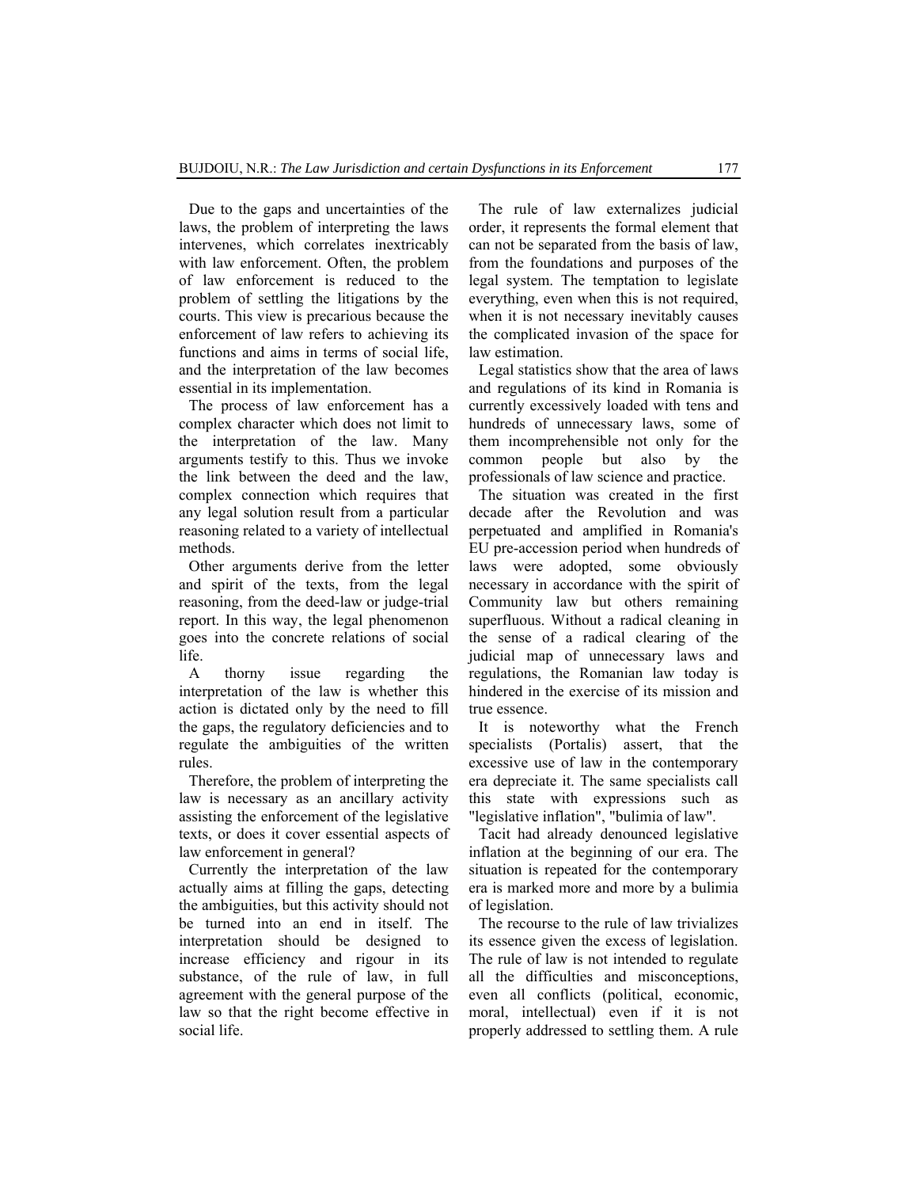Due to the gaps and uncertainties of the laws, the problem of interpreting the laws intervenes, which correlates inextricably with law enforcement. Often, the problem of law enforcement is reduced to the problem of settling the litigations by the courts. This view is precarious because the enforcement of law refers to achieving its functions and aims in terms of social life, and the interpretation of the law becomes essential in its implementation.

The process of law enforcement has a complex character which does not limit to the interpretation of the law. Many arguments testify to this. Thus we invoke the link between the deed and the law, complex connection which requires that any legal solution result from a particular reasoning related to a variety of intellectual methods.

Other arguments derive from the letter and spirit of the texts, from the legal reasoning, from the deed-law or judge-trial report. In this way, the legal phenomenon goes into the concrete relations of social life.

A thorny issue regarding the interpretation of the law is whether this action is dictated only by the need to fill the gaps, the regulatory deficiencies and to regulate the ambiguities of the written rules.

Therefore, the problem of interpreting the law is necessary as an ancillary activity assisting the enforcement of the legislative texts, or does it cover essential aspects of law enforcement in general?

Currently the interpretation of the law actually aims at filling the gaps, detecting the ambiguities, but this activity should not be turned into an end in itself. The interpretation should be designed to increase efficiency and rigour in its substance, of the rule of law, in full agreement with the general purpose of the law so that the right become effective in social life.

The rule of law externalizes judicial order, it represents the formal element that can not be separated from the basis of law, from the foundations and purposes of the legal system. The temptation to legislate everything, even when this is not required, when it is not necessary inevitably causes the complicated invasion of the space for law estimation.

Legal statistics show that the area of laws and regulations of its kind in Romania is currently excessively loaded with tens and hundreds of unnecessary laws, some of them incomprehensible not only for the common people but also by the professionals of law science and practice.

The situation was created in the first decade after the Revolution and was perpetuated and amplified in Romania's EU pre-accession period when hundreds of laws were adopted, some obviously necessary in accordance with the spirit of Community law but others remaining superfluous. Without a radical cleaning in the sense of a radical clearing of the judicial map of unnecessary laws and regulations, the Romanian law today is hindered in the exercise of its mission and true essence.

It is noteworthy what the French specialists (Portalis) assert, that the excessive use of law in the contemporary era depreciate it. The same specialists call this state with expressions such as "legislative inflation", "bulimia of law".

Tacit had already denounced legislative inflation at the beginning of our era. The situation is repeated for the contemporary era is marked more and more by a bulimia of legislation.

The recourse to the rule of law trivializes its essence given the excess of legislation. The rule of law is not intended to regulate all the difficulties and misconceptions, even all conflicts (political, economic, moral, intellectual) even if it is not properly addressed to settling them. A rule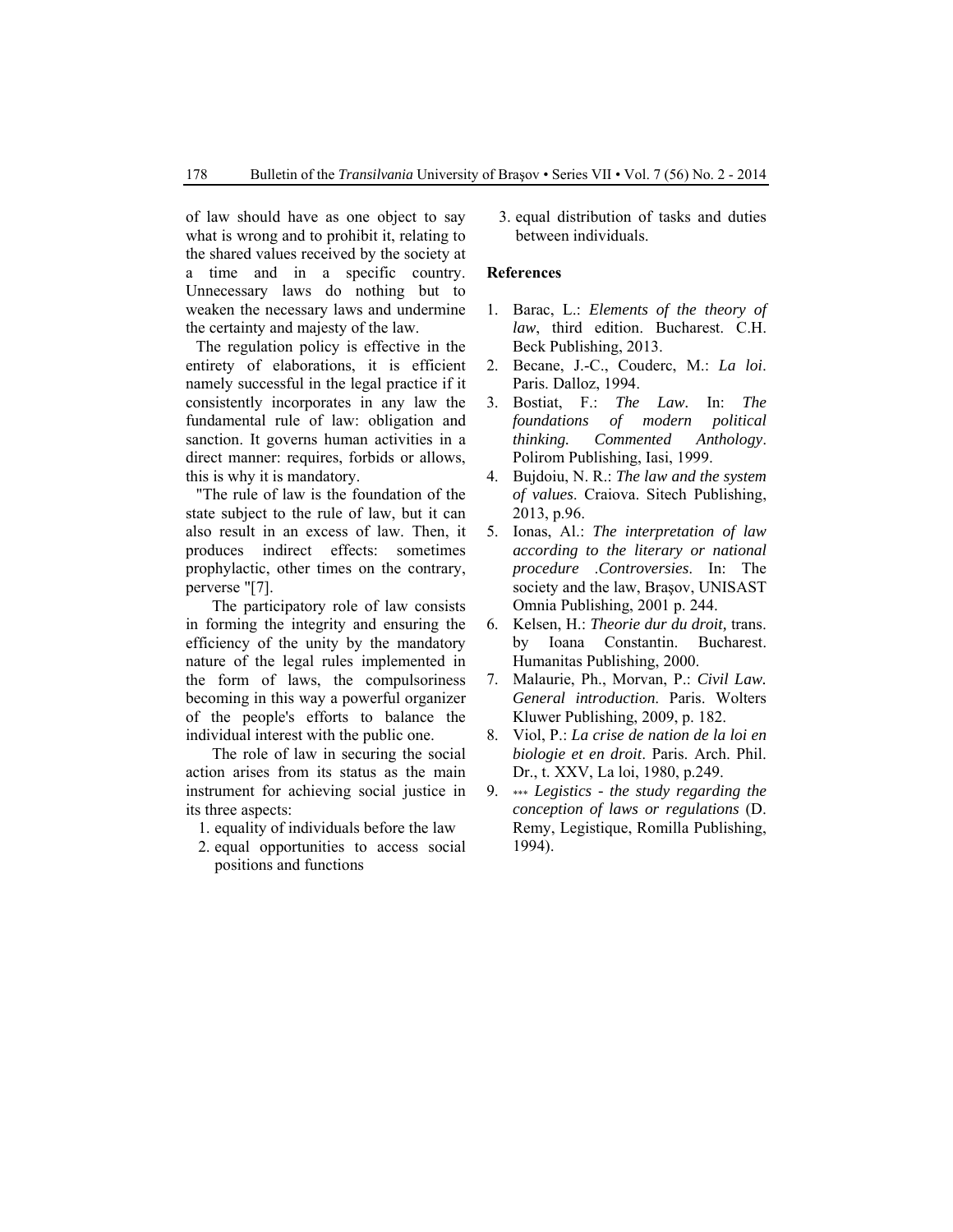of law should have as one object to say what is wrong and to prohibit it, relating to the shared values received by the society at a time and in a specific country. Unnecessary laws do nothing but to weaken the necessary laws and undermine the certainty and majesty of the law.

The regulation policy is effective in the entirety of elaborations, it is efficient namely successful in the legal practice if it consistently incorporates in any law the fundamental rule of law: obligation and sanction. It governs human activities in a direct manner: requires, forbids or allows, this is why it is mandatory.

"The rule of law is the foundation of the state subject to the rule of law, but it can also result in an excess of law. Then, it produces indirect effects: sometimes prophylactic, other times on the contrary, perverse "[7].

The participatory role of law consists in forming the integrity and ensuring the efficiency of the unity by the mandatory nature of the legal rules implemented in the form of laws, the compulsoriness becoming in this way a powerful organizer of the people's efforts to balance the individual interest with the public one.

The role of law in securing the social action arises from its status as the main instrument for achieving social justice in its three aspects:

1. equality of individuals before the law
2. equal opportunities to access social positions and functions
3. equal distribution of tasks and duties between individuals.

## References

1. Barac, L.: *Elements of the theory of law*, third edition. Bucharest. C.H. Beck Publishing, 2013.
2. Becane, J.-C., Couderc, M.: *La loi*. Paris. Dalloz, 1994.
3. Bostiat, F.: *The Law.* In: *The foundations of modern political thinking. Commented Anthology*. Polirom Publishing, Iasi, 1999.
4. Bujdoiu, N. R.: *The law and the system of values*. Craiova. Sitech Publishing, 2013, p.96.
5. Ionas, Al.: *The interpretation of law according to the literary or national procedure .Controversies*. In: The society and the law, Braşov, UNISAST Omnia Publishing, 2001 p. 244.
6. Kelsen, H.: *Theorie dur du droit,* trans. by Ioana Constantin. Bucharest. Humanitas Publishing, 2000.
7. Malaurie, Ph., Morvan, P.: *Civil Law. General introduction*. Paris. Wolters Kluwer Publishing, 2009, p. 182.
8. Viol, P.: *La crise de nation de la loi en biologie et en droit*. Paris. Arch. Phil. Dr., t. XXV, La loi, 1980, p.249.
9. *** *Legistics - the study regarding the conception of laws or regulations* (D. Remy, Legistique, Romilla Publishing, 1994).